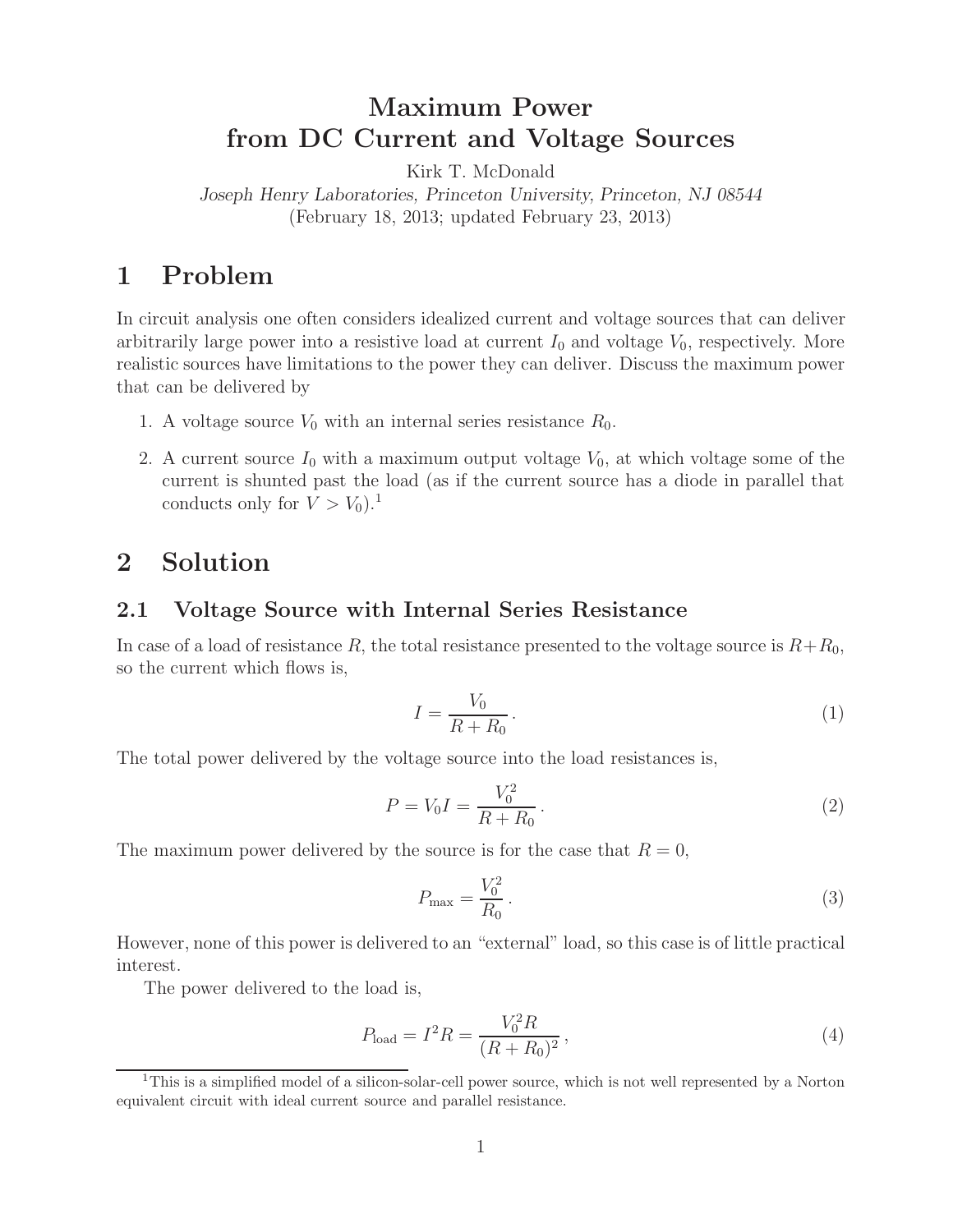# Maximum Power from DC Current and Voltage Sources

Kirk T. McDonald

*Joseph Henry Laboratories, Princeton University, Princeton, NJ 08544*

(February 18, 2013; updated February 23, 2013)

## 1 Problem

In circuit analysis one often considers idealized current and voltage sources that can deliver arbitrarily large power into a resistive load at current $I_0$ and voltage $V_0$, respectively. More realistic sources have limitations to the power they can deliver. Discuss the maximum power that can be delivered by

1. A voltage source $V_0$ with an internal series resistance $R_0$.
2. A current source $I_0$ with a maximum output voltage $V_0$, at which voltage some of the current is shunted past the load (as if the current source has a diode in parallel that conducts only for $V > V_0$).[1]

## 2 Solution

### 2.1 Voltage Source with Internal Series Resistance

In case of a load of resistance $R$, the total resistance presented to the voltage source is $R+R_0$, so the current which flows is,

$$I = \frac{V_0}{R + R_0}\,. \tag{1}$$

The total power delivered by the voltage source into the load resistances is,

$$P = V_0 I = \frac{V_0^2}{R + R_0}\,. \tag{2}$$

The maximum power delivered by the source is for the case that $R = 0$,

$$P_{\rm max} = \frac{V_0^2}{R_0}\,. \tag{3}$$

However, none of this power is delivered to an "external" load, so this case is of little practical interest.

The power delivered to the load is,

$$P_{\rm load} = I^2 R = \frac{V_0^2 R}{(R + R_0)^2}\,, \tag{4}$$

[1]This is a simplified model of a silicon-solar-cell power source, which is not well represented by a Norton equivalent circuit with ideal current source and parallel resistance.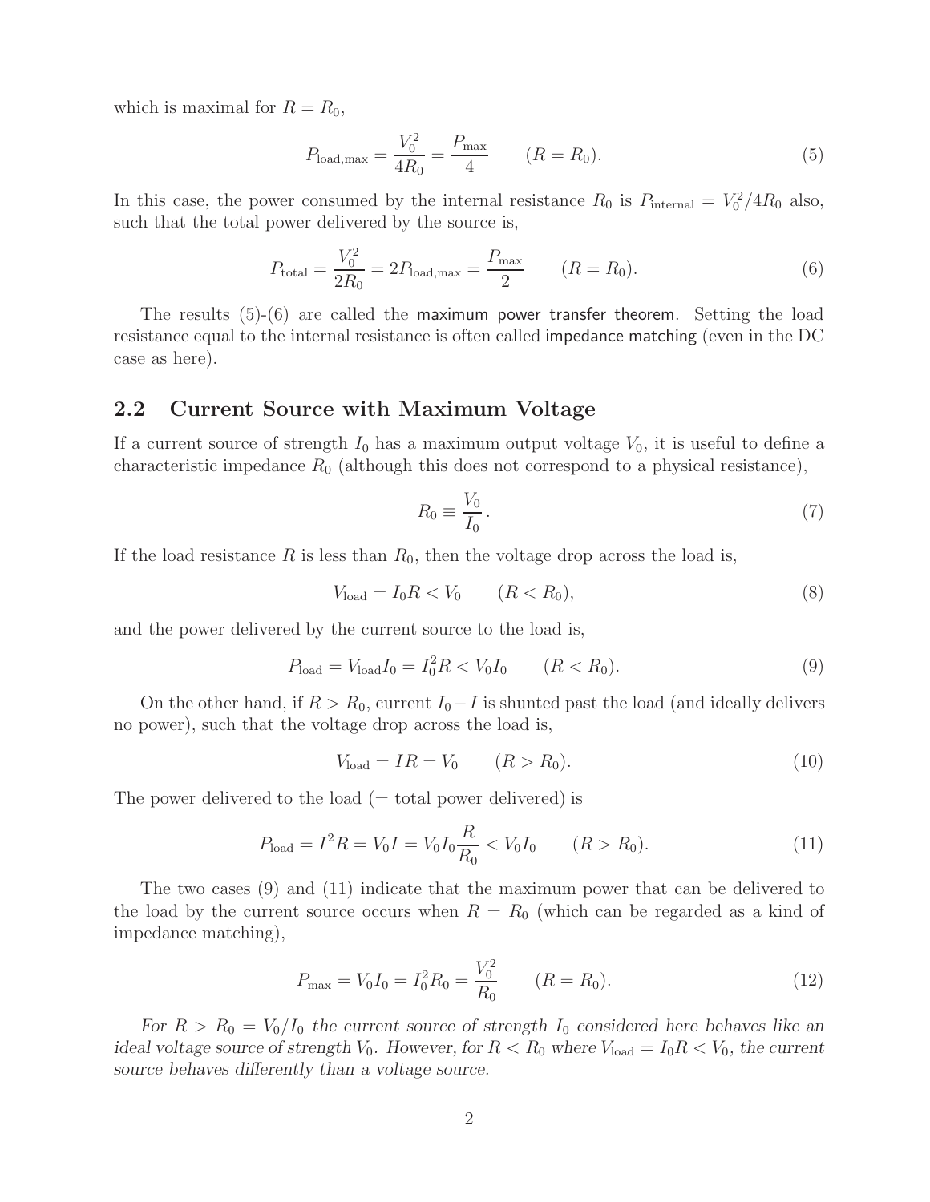which is maximal for $R = R_0$,

$$P_{\text{load,max}} = \frac{V_0^2}{4R_0} = \frac{P_{\max}}{4} \qquad (R = R_0). \tag{5}$$

In this case, the power consumed by the internal resistance $R_0$ is $P_{\text{internal}} = V_0^2/4R_0$ also, such that the total power delivered by the source is,

$$P_{\text{total}} = \frac{V_0^2}{2R_0} = 2P_{\text{load,max}} = \frac{P_{\max}}{2} \qquad (R = R_0). \tag{6}$$

The results (5)-(6) are called the maximum power transfer theorem. Setting the load resistance equal to the internal resistance is often called impedance matching (even in the DC case as here).

## 2.2 Current Source with Maximum Voltage

If a current source of strength $I_0$ has a maximum output voltage $V_0$, it is useful to define a characteristic impedance $R_0$ (although this does not correspond to a physical resistance),

$$R_0 \equiv \frac{V_0}{I_0}. \tag{7}$$

If the load resistance $R$ is less than $R_0$, then the voltage drop across the load is,

$$V_{\text{load}} = I_0 R < V_0 \qquad (R < R_0), \tag{8}$$

and the power delivered by the current source to the load is,

$$P_{\text{load}} = V_{\text{load}} I_0 = I_0^2 R < V_0 I_0 \qquad (R < R_0). \tag{9}$$

On the other hand, if $R > R_0$, current $I_0 - I$ is shunted past the load (and ideally delivers no power), such that the voltage drop across the load is,

$$V_{\text{load}} = IR = V_0 \qquad (R > R_0). \tag{10}$$

The power delivered to the load (= total power delivered) is

$$P_{\text{load}} = I^2 R = V_0 I = V_0 I_0 \frac{R}{R_0} < V_0 I_0 \qquad (R > R_0). \tag{11}$$

The two cases (9) and (11) indicate that the maximum power that can be delivered to the load by the current source occurs when $R = R_0$ (which can be regarded as a kind of impedance matching),

$$P_{\max} = V_0 I_0 = I_0^2 R_0 = \frac{V_0^2}{R_0} \qquad (R = R_0). \tag{12}$$

*For $R > R_0 = V_0/I_0$ the current source of strength $I_0$ considered here behaves like an ideal voltage source of strength $V_0$. However, for $R < R_0$ where $V_{\text{load}} = I_0 R < V_0$, the current source behaves differently than a voltage source.*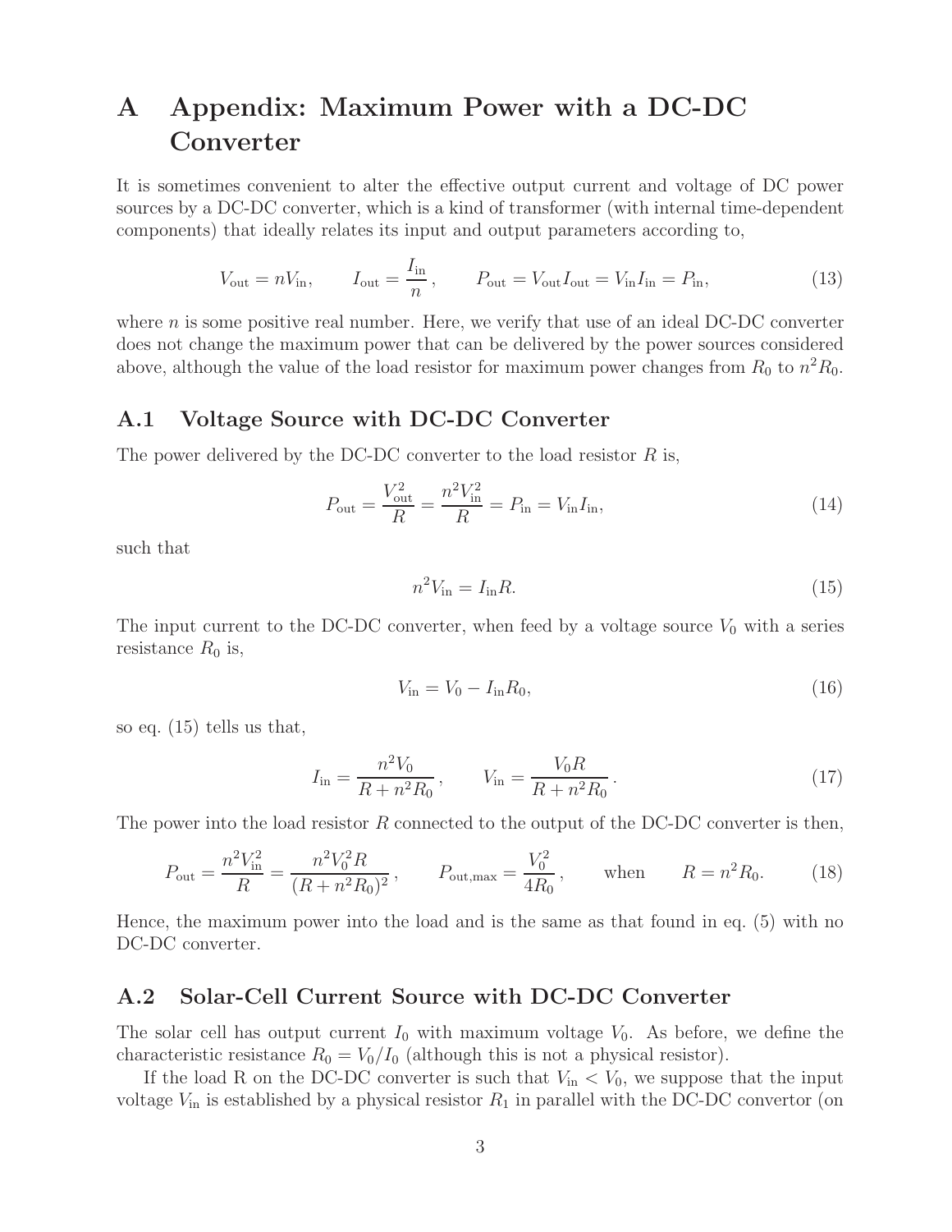# A Appendix: Maximum Power with a DC-DC Converter

It is sometimes convenient to alter the effective output current and voltage of DC power sources by a DC-DC converter, which is a kind of transformer (with internal time-dependent components) that ideally relates its input and output parameters according to,

$$V_{\rm out} = nV_{\rm in}, \qquad I_{\rm out} = \frac{I_{\rm in}}{n}\,, \qquad P_{\rm out} = V_{\rm out}I_{\rm out} = V_{\rm in}I_{\rm in} = P_{\rm in}, \tag{13}$$

where $n$ is some positive real number. Here, we verify that use of an ideal DC-DC converter does not change the maximum power that can be delivered by the power sources considered above, although the value of the load resistor for maximum power changes from $R_0$ to $n^2R_0$.

## A.1 Voltage Source with DC-DC Converter

The power delivered by the DC-DC converter to the load resistor $R$ is,

$$P_{\rm out} = \frac{V_{\rm out}^2}{R} = \frac{n^2V_{\rm in}^2}{R} = P_{\rm in} = V_{\rm in}I_{\rm in}, \tag{14}$$

such that

$$n^2V_{\rm in} = I_{\rm in}R. \tag{15}$$

The input current to the DC-DC converter, when feed by a voltage source $V_0$ with a series resistance $R_0$ is,

$$V_{\rm in} = V_0 - I_{\rm in}R_0, \tag{16}$$

so eq. (15) tells us that,

$$I_{\rm in} = \frac{n^2V_0}{R + n^2R_0}\,, \qquad V_{\rm in} = \frac{V_0R}{R + n^2R_0}\,. \tag{17}$$

The power into the load resistor $R$ connected to the output of the DC-DC converter is then,

$$P_{\rm out} = \frac{n^2V_{\rm in}^2}{R} = \frac{n^2V_0^2R}{(R + n^2R_0)^2}\,, \qquad P_{\rm out,max} = \frac{V_0^2}{4R_0}\,, \qquad \text{when} \qquad R = n^2R_0. \tag{18}$$

Hence, the maximum power into the load and is the same as that found in eq. (5) with no DC-DC converter.

## A.2 Solar-Cell Current Source with DC-DC Converter

The solar cell has output current $I_0$ with maximum voltage $V_0$. As before, we define the characteristic resistance $R_0 = V_0/I_0$ (although this is not a physical resistor).

If the load R on the DC-DC converter is such that $V_{\rm in} < V_0$, we suppose that the input voltage $V_{\rm in}$ is established by a physical resistor $R_1$ in parallel with the DC-DC convertor (on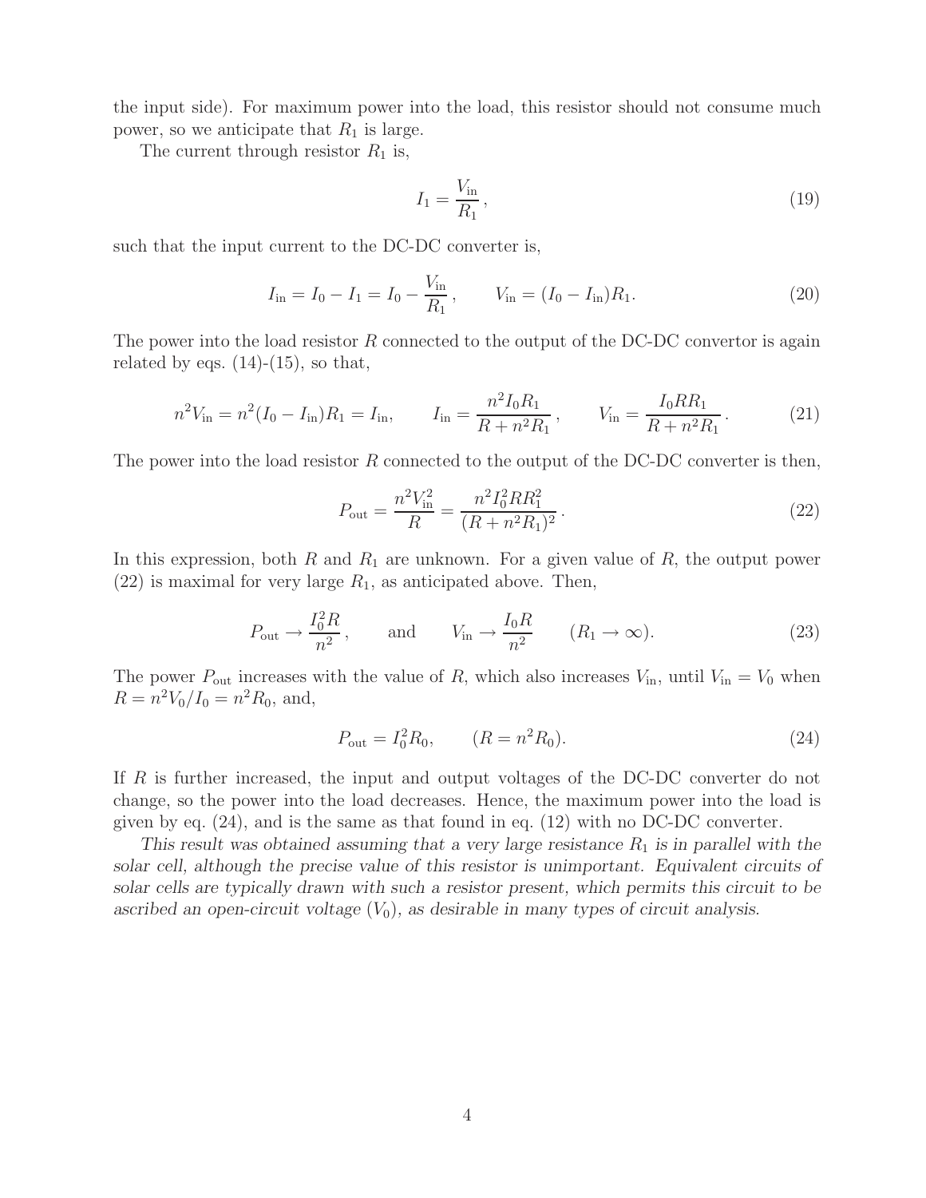the input side). For maximum power into the load, this resistor should not consume much power, so we anticipate that $R_1$ is large.

The current through resistor $R_1$ is,

$$I_1 = \frac{V_{\rm in}}{R_1}, \tag{19}$$

such that the input current to the DC-DC converter is,

$$I_{\rm in} = I_0 - I_1 = I_0 - \frac{V_{\rm in}}{R_1}, \qquad V_{\rm in} = (I_0 - I_{\rm in})R_1. \tag{20}$$

The power into the load resistor $R$ connected to the output of the DC-DC convertor is again related by eqs. (14)-(15), so that,

$$n^2 V_{\rm in} = n^2(I_0 - I_{\rm in})R_1 = I_{\rm in}, \qquad I_{\rm in} = \frac{n^2 I_0 R_1}{R + n^2 R_1}, \qquad V_{\rm in} = \frac{I_0 R R_1}{R + n^2 R_1}. \tag{21}$$

The power into the load resistor $R$ connected to the output of the DC-DC converter is then,

$$P_{\rm out} = \frac{n^2 V_{\rm in}^2}{R} = \frac{n^2 I_0^2 R R_1^2}{(R + n^2 R_1)^2}. \tag{22}$$

In this expression, both $R$ and $R_1$ are unknown. For a given value of $R$, the output power (22) is maximal for very large $R_1$, as anticipated above. Then,

$$P_{\rm out} \to \frac{I_0^2 R}{n^2}, \qquad \text{and} \qquad V_{\rm in} \to \frac{I_0 R}{n^2} \qquad (R_1 \to \infty). \tag{23}$$

The power $P_{\rm out}$ increases with the value of $R$, which also increases $V_{\rm in}$, until $V_{\rm in} = V_0$ when $R = n^2 V_0 / I_0 = n^2 R_0$, and,

$$P_{\rm out} = I_0^2 R_0, \qquad (R = n^2 R_0). \tag{24}$$

If $R$ is further increased, the input and output voltages of the DC-DC converter do not change, so the power into the load decreases. Hence, the maximum power into the load is given by eq. (24), and is the same as that found in eq. (12) with no DC-DC converter.

*This result was obtained assuming that a very large resistance $R_1$ is in parallel with the solar cell, although the precise value of this resistor is unimportant. Equivalent circuits of solar cells are typically drawn with such a resistor present, which permits this circuit to be ascribed an open-circuit voltage ($V_0$), as desirable in many types of circuit analysis.*